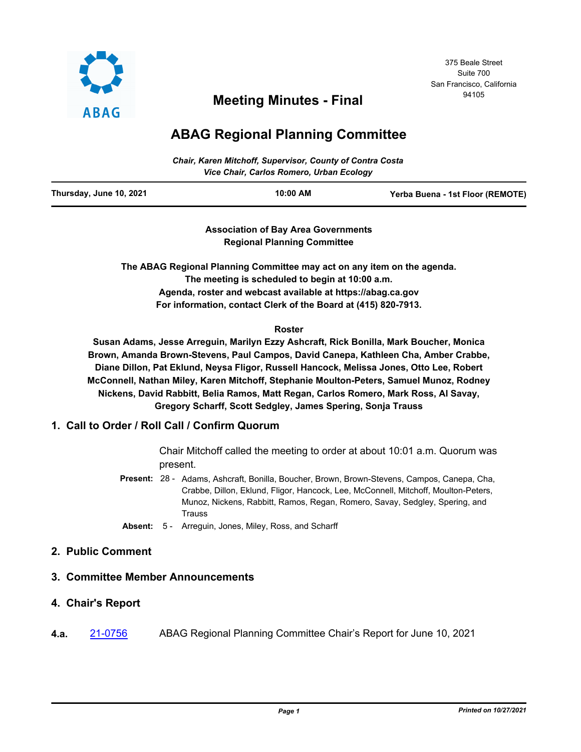ABAG

375 Beale Street
Suite 700
San Francisco, California
94105

# Meeting Minutes - Final

# ABAG Regional Planning Committee

*Chair, Karen Mitchoff, Supervisor, County of Contra Costa*
*Vice Chair, Carlos Romero, Urban Ecology*

| Thursday, June 10, 2021 | 10:00 AM | Yerba Buena - 1st Floor (REMOTE) |
|---|---|---|

**Association of Bay Area Governments**
**Regional Planning Committee**

**The ABAG Regional Planning Committee may act on any item on the agenda.**
**The meeting is scheduled to begin at 10:00 a.m.**
**Agenda, roster and webcast available at https://abag.ca.gov**
**For information, contact Clerk of the Board at (415) 820-7913.**

**Roster**

**Susan Adams, Jesse Arreguin, Marilyn Ezzy Ashcraft, Rick Bonilla, Mark Boucher, Monica Brown, Amanda Brown-Stevens, Paul Campos, David Canepa, Kathleen Cha, Amber Crabbe, Diane Dillon, Pat Eklund, Neysa Fligor, Russell Hancock, Melissa Jones, Otto Lee, Robert McConnell, Nathan Miley, Karen Mitchoff, Stephanie Moulton-Peters, Samuel Munoz, Rodney Nickens, David Rabbitt, Belia Ramos, Matt Regan, Carlos Romero, Mark Ross, Al Savay, Gregory Scharff, Scott Sedgley, James Spering, Sonja Trauss**

## 1. Call to Order / Roll Call / Confirm Quorum

Chair Mitchoff called the meeting to order at about 10:01 a.m. Quorum was present.

**Present:** 28 - Adams, Ashcraft, Bonilla, Boucher, Brown, Brown-Stevens, Campos, Canepa, Cha, Crabbe, Dillon, Eklund, Fligor, Hancock, Lee, McConnell, Mitchoff, Moulton-Peters, Munoz, Nickens, Rabbitt, Ramos, Regan, Romero, Savay, Sedgley, Spering, and Trauss

**Absent:** 5 - Arreguin, Jones, Miley, Ross, and Scharff

## 2. Public Comment

## 3. Committee Member Announcements

## 4. Chair's Report

**4.a.** 21-0756 ABAG Regional Planning Committee Chair's Report for June 10, 2021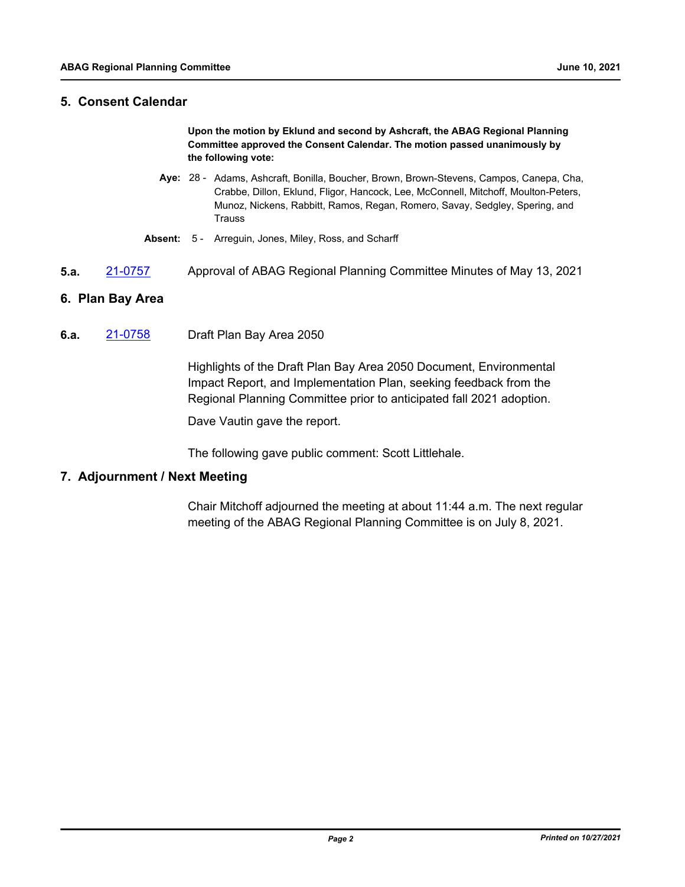## 5. Consent Calendar

**Upon the motion by Eklund and second by Ashcraft, the ABAG Regional Planning Committee approved the Consent Calendar. The motion passed unanimously by the following vote:**

**Aye:** 28 - Adams, Ashcraft, Bonilla, Boucher, Brown, Brown-Stevens, Campos, Canepa, Cha, Crabbe, Dillon, Eklund, Fligor, Hancock, Lee, McConnell, Mitchoff, Moulton-Peters, Munoz, Nickens, Rabbitt, Ramos, Regan, Romero, Savay, Sedgley, Spering, and Trauss

**Absent:** 5 - Arreguin, Jones, Miley, Ross, and Scharff

**5.a.** 21-0757 Approval of ABAG Regional Planning Committee Minutes of May 13, 2021

## 6. Plan Bay Area

**6.a.** 21-0758 Draft Plan Bay Area 2050

Highlights of the Draft Plan Bay Area 2050 Document, Environmental Impact Report, and Implementation Plan, seeking feedback from the Regional Planning Committee prior to anticipated fall 2021 adoption.

Dave Vautin gave the report.

The following gave public comment: Scott Littlehale.

## 7. Adjournment / Next Meeting

Chair Mitchoff adjourned the meeting at about 11:44 a.m. The next regular meeting of the ABAG Regional Planning Committee is on July 8, 2021.